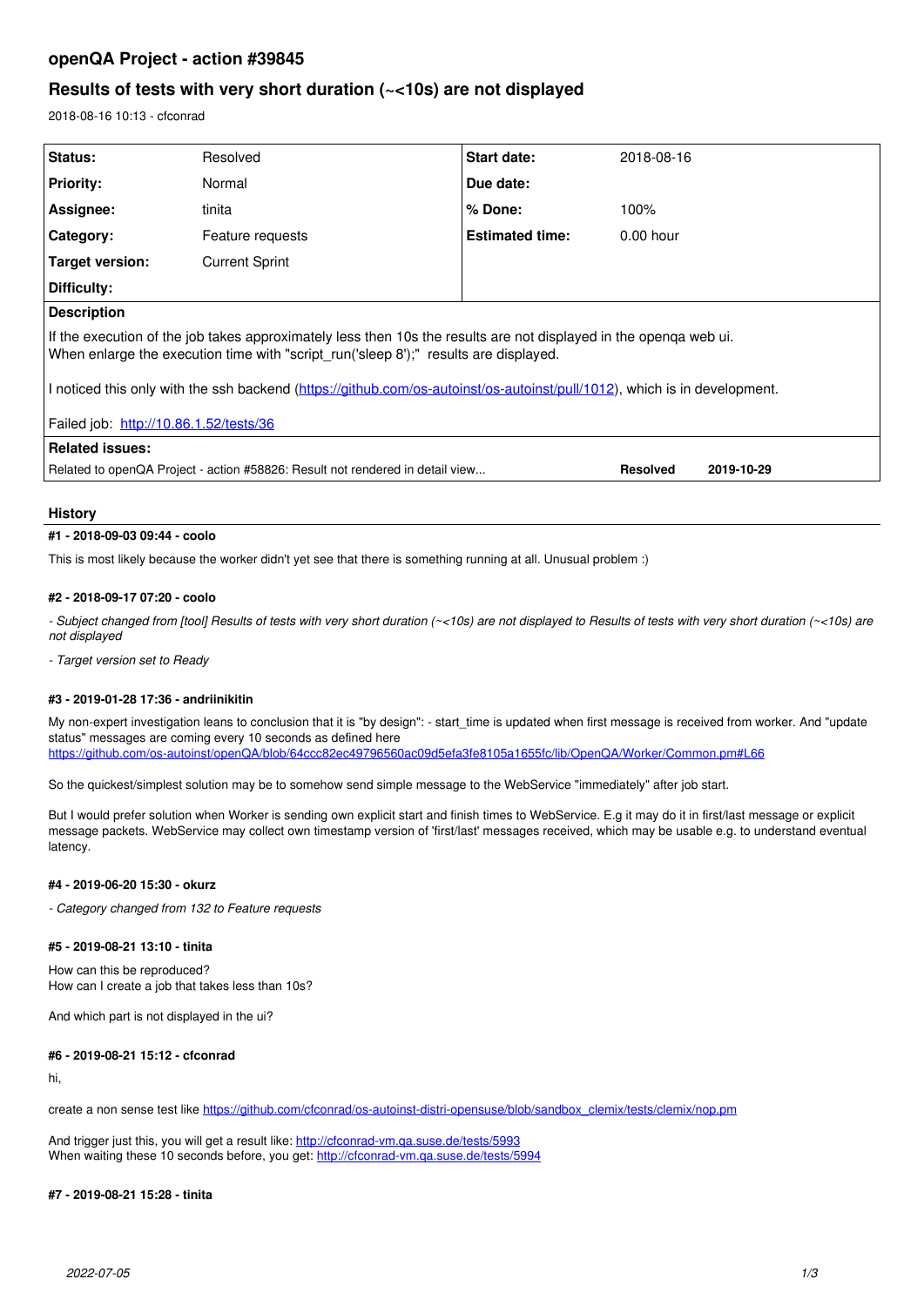# openQA Project - action #39845

## Results of tests with very short duration (~<10s) are not displayed

2018-08-16 10:13 - cfconrad

| | | | |
|---|---|---|---|
| **Status:** | Resolved | **Start date:** | 2018-08-16 |
| **Priority:** | Normal | **Due date:** | |
| **Assignee:** | tinita | **% Done:** | 100% |
| **Category:** | Feature requests | **Estimated time:** | 0.00 hour |
| **Target version:** | Current Sprint | | |
| **Difficulty:** | | | |

**Description**

If the execution of the job takes approximately less then 10s the results are not displayed in the openqa web ui.
When enlarge the execution time with "script_run('sleep 8');" results are displayed.

I noticed this only with the ssh backend (https://github.com/os-autoinst/os-autoinst/pull/1012), which is in development.

Failed job: http://10.86.1.52/tests/36

**Related issues:**

| | | |
|---|---|---|
| Related to openQA Project - action #58826: Result not rendered in detail view... | **Resolved** | **2019-10-29** |

## History

#### #1 - 2018-09-03 09:44 - coolo

This is most likely because the worker didn't yet see that there is something running at all. Unusual problem :)

#### #2 - 2018-09-17 07:20 - coolo

*- Subject changed from [tool] Results of tests with very short duration (~<10s) are not displayed to Results of tests with very short duration (~<10s) are not displayed*

*- Target version set to Ready*

#### #3 - 2019-01-28 17:36 - andriinikitin

My non-expert investigation leans to conclusion that it is "by design": - start_time is updated when first message is received from worker. And "update status" messages are coming every 10 seconds as defined here
https://github.com/os-autoinst/openQA/blob/64ccc82ec49796560ac09d5efa3fe8105a1655fc/lib/OpenQA/Worker/Common.pm#L66

So the quickest/simplest solution may be to somehow send simple message to the WebService "immediately" after job start.

But I would prefer solution when Worker is sending own explicit start and finish times to WebService. E.g it may do it in first/last message or explicit message packets. WebService may collect own timestamp version of 'first/last' messages received, which may be usable e.g. to understand eventual latency.

#### #4 - 2019-06-20 15:30 - okurz

*- Category changed from 132 to Feature requests*

#### #5 - 2019-08-21 13:10 - tinita

How can this be reproduced?
How can I create a job that takes less than 10s?

And which part is not displayed in the ui?

#### #6 - 2019-08-21 15:12 - cfconrad

hi,

create a non sense test like https://github.com/cfconrad/os-autoinst-distri-opensuse/blob/sandbox_clemix/tests/clemix/nop.pm

And trigger just this, you will get a result like: http://cfconrad-vm.qa.suse.de/tests/5993
When waiting these 10 seconds before, you get: http://cfconrad-vm.qa.suse.de/tests/5994

#### #7 - 2019-08-21 15:28 - tinita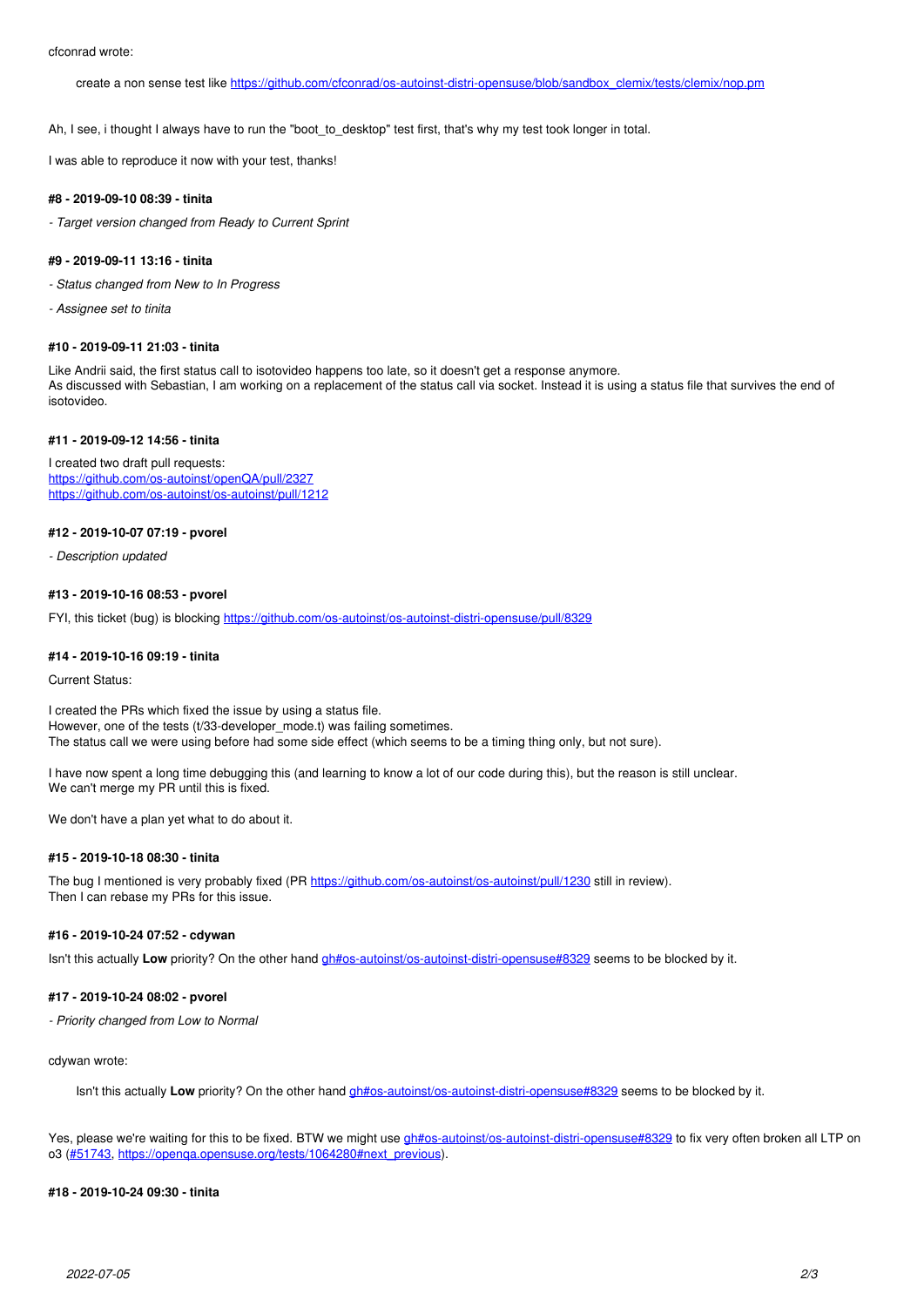cfconrad wrote:

> create a non sense test like https://github.com/cfconrad/os-autoinst-distri-opensuse/blob/sandbox_clemix/tests/clemix/nop.pm

Ah, I see, i thought I always have to run the "boot_to_desktop" test first, that's why my test took longer in total.

I was able to reproduce it now with your test, thanks!

#### #8 - 2019-09-10 08:39 - tinita

*- Target version changed from Ready to Current Sprint*

#### #9 - 2019-09-11 13:16 - tinita

*- Status changed from New to In Progress*

*- Assignee set to tinita*

#### #10 - 2019-09-11 21:03 - tinita

Like Andrii said, the first status call to isotovideo happens too late, so it doesn't get a response anymore.
As discussed with Sebastian, I am working on a replacement of the status call via socket. Instead it is using a status file that survives the end of isotovideo.

#### #11 - 2019-09-12 14:56 - tinita

I created two draft pull requests:
https://github.com/os-autoinst/openQA/pull/2327
https://github.com/os-autoinst/os-autoinst/pull/1212

#### #12 - 2019-10-07 07:19 - pvorel

*- Description updated*

#### #13 - 2019-10-16 08:53 - pvorel

FYI, this ticket (bug) is blocking https://github.com/os-autoinst/os-autoinst-distri-opensuse/pull/8329

#### #14 - 2019-10-16 09:19 - tinita

Current Status:

I created the PRs which fixed the issue by using a status file.
However, one of the tests (t/33-developer_mode.t) was failing sometimes.
The status call we were using before had some side effect (which seems to be a timing thing only, but not sure).

I have now spent a long time debugging this (and learning to know a lot of our code during this), but the reason is still unclear.
We can't merge my PR until this is fixed.

We don't have a plan yet what to do about it.

#### #15 - 2019-10-18 08:30 - tinita

The bug I mentioned is very probably fixed (PR https://github.com/os-autoinst/os-autoinst/pull/1230 still in review).
Then I can rebase my PRs for this issue.

#### #16 - 2019-10-24 07:52 - cdywan

Isn't this actually **Low** priority? On the other hand gh#os-autoinst/os-autoinst-distri-opensuse#8329 seems to be blocked by it.

#### #17 - 2019-10-24 08:02 - pvorel

*- Priority changed from Low to Normal*

cdywan wrote:

> Isn't this actually **Low** priority? On the other hand gh#os-autoinst/os-autoinst-distri-opensuse#8329 seems to be blocked by it.

Yes, please we're waiting for this to be fixed. BTW we might use gh#os-autoinst/os-autoinst-distri-opensuse#8329 to fix very often broken all LTP on o3 (#51743, https://openqa.opensuse.org/tests/1064280#next_previous).

#### #18 - 2019-10-24 09:30 - tinita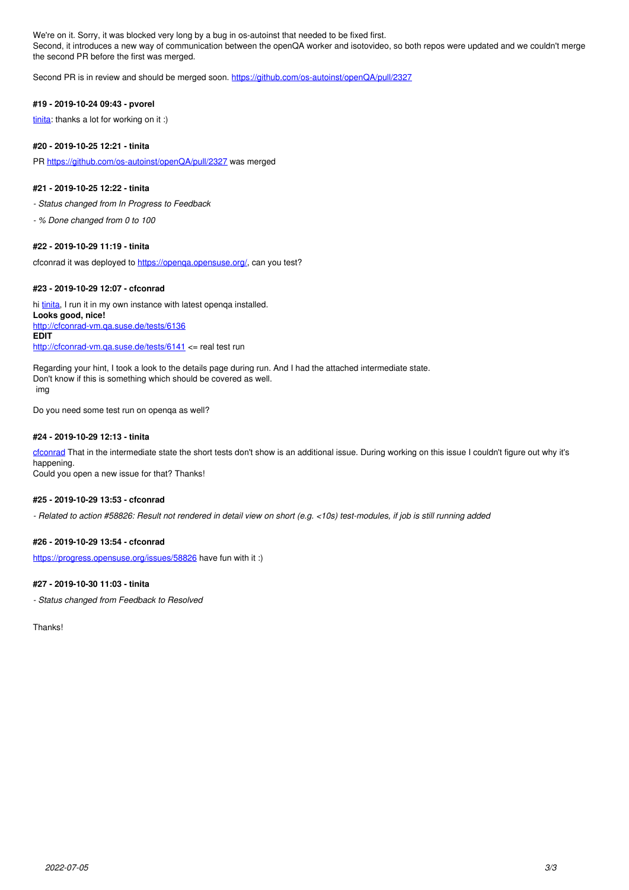We're on it. Sorry, it was blocked very long by a bug in os-autoinst that needed to be fixed first.
Second, it introduces a new way of communication between the openQA worker and isotovideo, so both repos were updated and we couldn't merge the second PR before the first was merged.

Second PR is in review and should be merged soon. https://github.com/os-autoinst/openQA/pull/2327

#### #19 - 2019-10-24 09:43 - pvorel

tinita: thanks a lot for working on it :)

#### #20 - 2019-10-25 12:21 - tinita

PR https://github.com/os-autoinst/openQA/pull/2327 was merged

#### #21 - 2019-10-25 12:22 - tinita

- *Status changed from In Progress to Feedback*
- *% Done changed from 0 to 100*

#### #22 - 2019-10-29 11:19 - tinita

cfconrad it was deployed to https://openqa.opensuse.org/, can you test?

#### #23 - 2019-10-29 12:07 - cfconrad

hi tinita, I run it in my own instance with latest openqa installed.
**Looks good, nice!**
http://cfconrad-vm.qa.suse.de/tests/6136
**EDIT**
http://cfconrad-vm.qa.suse.de/tests/6141 <= real test run

Regarding your hint, I took a look to the details page during run. And I had the attached intermediate state.
Don't know if this is something which should be covered as well.
img

Do you need some test run on openqa as well?

#### #24 - 2019-10-29 12:13 - tinita

cfconrad That in the intermediate state the short tests don't show is an additional issue. During working on this issue I couldn't figure out why it's happening.
Could you open a new issue for that? Thanks!

#### #25 - 2019-10-29 13:53 - cfconrad

- *Related to action #58826: Result not rendered in detail view on short (e.g. <10s) test-modules, if job is still running added*

#### #26 - 2019-10-29 13:54 - cfconrad

https://progress.opensuse.org/issues/58826 have fun with it :)

#### #27 - 2019-10-30 11:03 - tinita

- *Status changed from Feedback to Resolved*

Thanks!